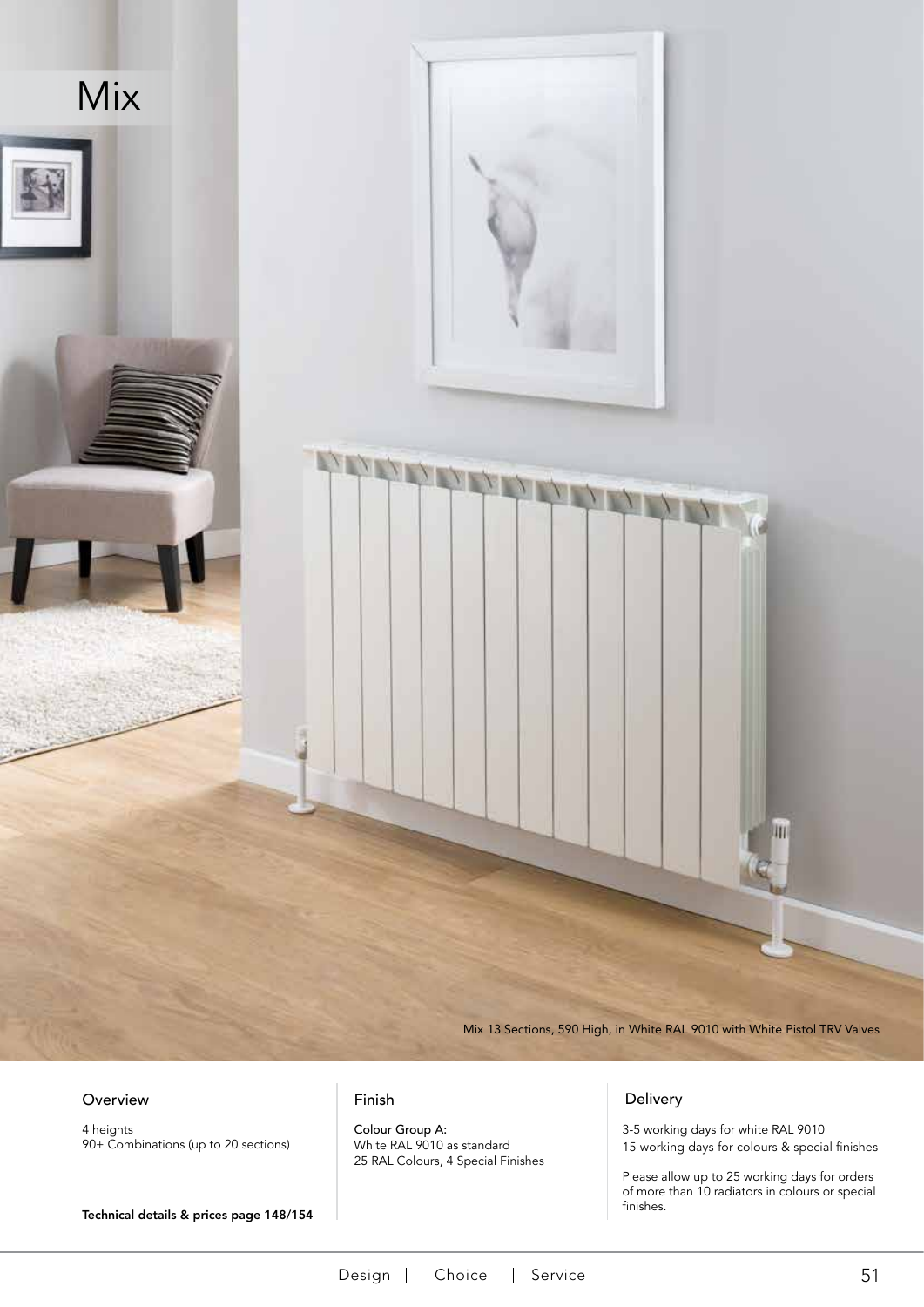# Mix

Mix 13 Sections, 590 High, in White RAL 9010 with White Pistol TRV Valves

## Overview

4 heights
90+ Combinations (up to 20 sections)

**Technical details & prices page 148/154**

## Finish

**Colour Group A:**
White RAL 9010 as standard
25 RAL Colours, 4 Special Finishes

## Delivery

3-5 working days for white RAL 9010
15 working days for colours & special finishes

Please allow up to 25 working days for orders of more than 10 radiators in colours or special finishes.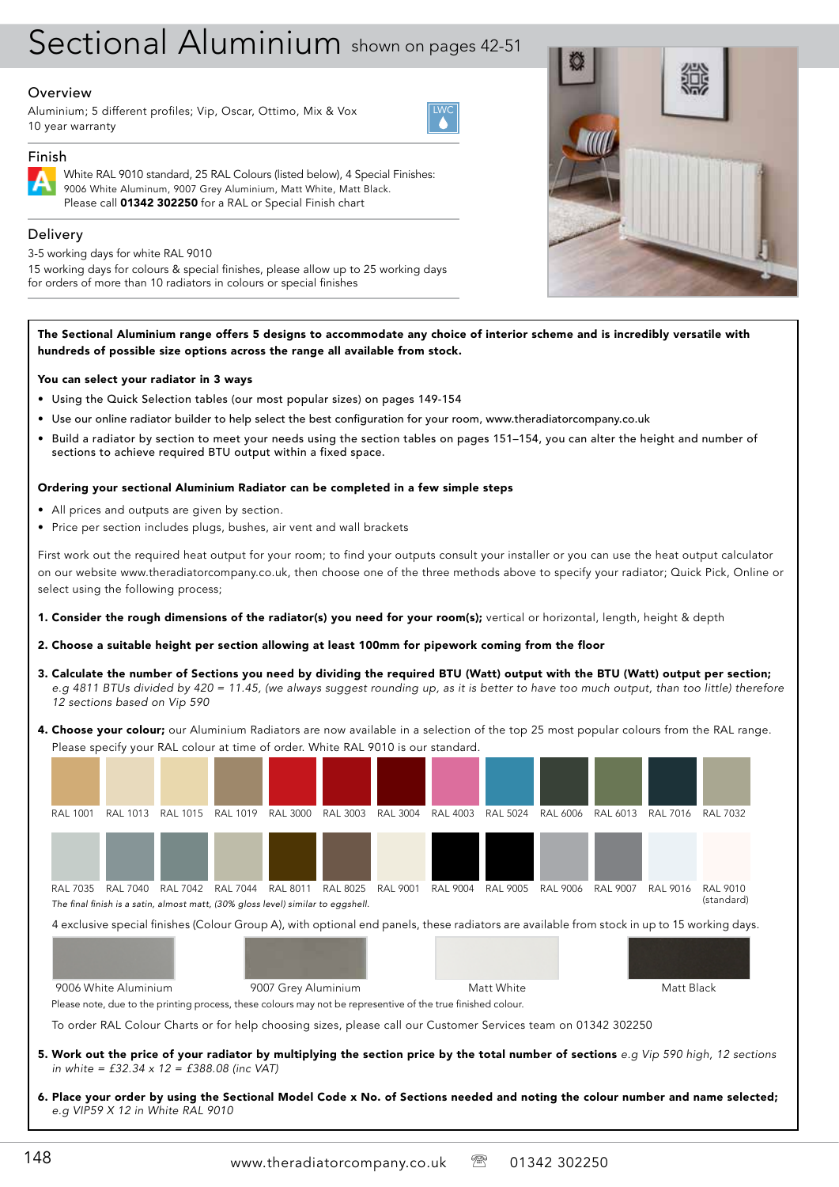# Sectional Aluminium shown on pages 42-51

## Overview

Aluminium; 5 different profiles; Vip, Oscar, Ottimo, Mix & Vox
10 year warranty

LWC

## Finish

White RAL 9010 standard, 25 RAL Colours (listed below), 4 Special Finishes:
9006 White Aluminum, 9007 Grey Aluminium, Matt White, Matt Black.
Please call **01342 302250** for a RAL or Special Finish chart

## Delivery

3-5 working days for white RAL 9010
15 working days for colours & special finishes, please allow up to 25 working days for orders of more than 10 radiators in colours or special finishes

**The Sectional Aluminium range offers 5 designs to accommodate any choice of interior scheme and is incredibly versatile with hundreds of possible size options across the range all available from stock.**

**You can select your radiator in 3 ways**

- Using the Quick Selection tables (our most popular sizes) on pages 149-154
- Use our online radiator builder to help select the best configuration for your room, www.theradiatorcompany.co.uk
- Build a radiator by section to meet your needs using the section tables on pages 151–154, you can alter the height and number of sections to achieve required BTU output within a fixed space.

**Ordering your sectional Aluminium Radiator can be completed in a few simple steps**

- All prices and outputs are given by section.
- Price per section includes plugs, bushes, air vent and wall brackets

First work out the required heat output for your room; to find your outputs consult your installer or you can use the heat output calculator on our website www.theradiatorcompany.co.uk, then choose one of the three methods above to specify your radiator; Quick Pick, Online or select using the following process;

1. **Consider the rough dimensions of the radiator(s) you need for your room(s);** vertical or horizontal, length, height & depth
2. **Choose a suitable height per section allowing at least 100mm for pipework coming from the floor**
3. **Calculate the number of Sections you need by dividing the required BTU (Watt) output with the BTU (Watt) output per section;** *e.g 4811 BTUs divided by 420 = 11.45, (we always suggest rounding up, as it is better to have too much output, than too little) therefore 12 sections based on Vip 590*
4. **Choose your colour;** our Aluminium Radiators are now available in a selection of the top 25 most popular colours from the RAL range. Please specify your RAL colour at time of order. White RAL 9010 is our standard.

RAL 1001, RAL 1013, RAL 1015, RAL 1019, RAL 3000, RAL 3003, RAL 3004, RAL 4003, RAL 5024, RAL 6006, RAL 6013, RAL 7016, RAL 7032

RAL 7035, RAL 7040, RAL 7042, RAL 7044, RAL 8011, RAL 8025, RAL 9001, RAL 9004, RAL 9005, RAL 9006, RAL 9007, RAL 9016, RAL 9010 (standard)

*The final finish is a satin, almost matt, (30% gloss level) similar to eggshell.*

4 exclusive special finishes (Colour Group A), with optional end panels, these radiators are available from stock in up to 15 working days.

9006 White Aluminium, 9007 Grey Aluminium, Matt White, Matt Black

Please note, due to the printing process, these colours may not be representive of the true finished colour.

To order RAL Colour Charts or for help choosing sizes, please call our Customer Services team on 01342 302250

5. **Work out the price of your radiator by multiplying the section price by the total number of sections** *e.g Vip 590 high, 12 sections in white = £32.34 x 12 = £388.08 (inc VAT)*
6. **Place your order by using the Sectional Model Code x No. of Sections needed and noting the colour number and name selected;** *e.g VIP59 X 12 in White RAL 9010*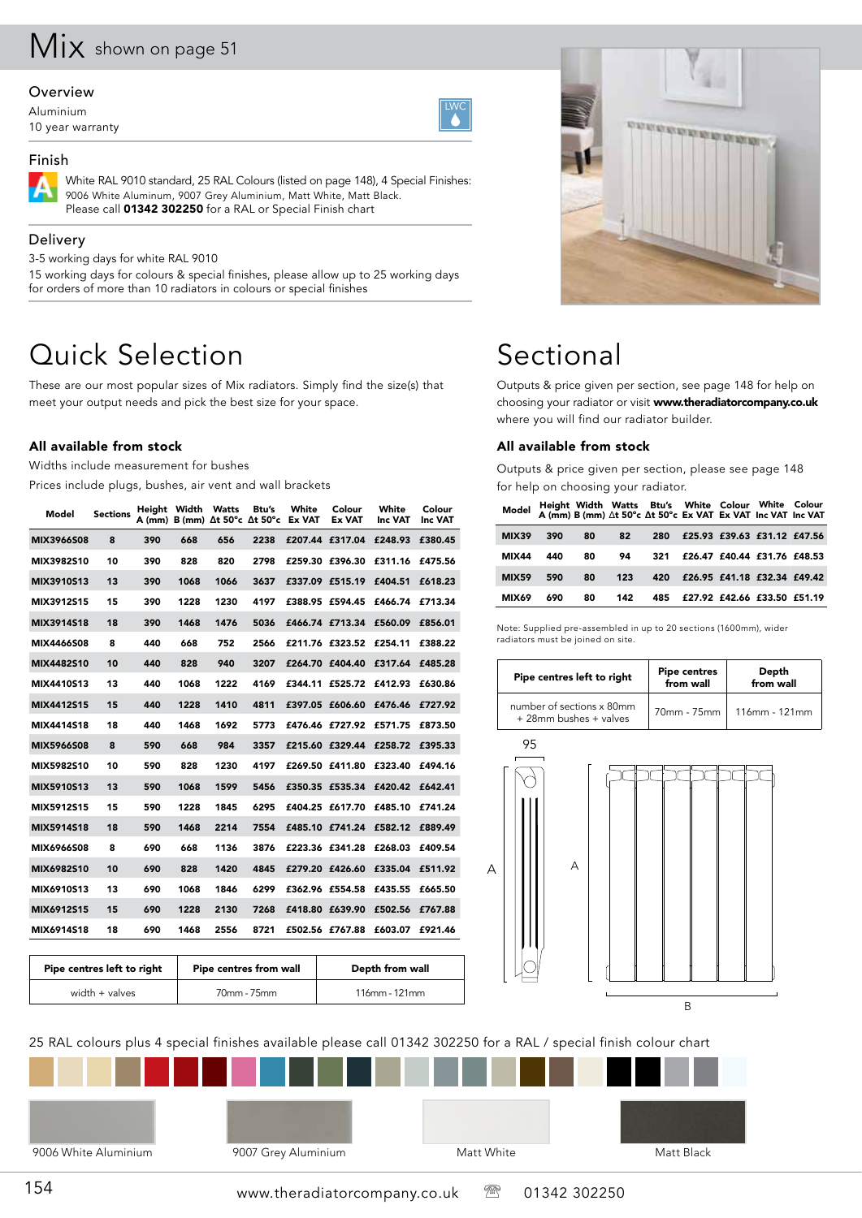# Mix shown on page 51

## Overview

Aluminium
10 year warranty

LWC

## Finish

White RAL 9010 standard, 25 RAL Colours (listed on page 148), 4 Special Finishes: 9006 White Aluminum, 9007 Grey Aluminium, Matt White, Matt Black.
Please call **01342 302250** for a RAL or Special Finish chart

## Delivery

3-5 working days for white RAL 9010
15 working days for colours & special finishes, please allow up to 25 working days for orders of more than 10 radiators in colours or special finishes

# Quick Selection

These are our most popular sizes of Mix radiators. Simply find the size(s) that meet your output needs and pick the best size for your space.

### All available from stock

Widths include measurement for bushes

Prices include plugs, bushes, air vent and wall brackets

| Model | Sections | Height A (mm) | Width B (mm) | Watts Δt 50°c | Btu's Δt 50°c | White Ex VAT | Colour Ex VAT | White Inc VAT | Colour Inc VAT |
|---|---|---|---|---|---|---|---|---|---|
| MIX3966S08 | 8 | 390 | 668 | 656 | 2238 | £207.44 | £317.04 | £248.93 | £380.45 |
| MIX3982S10 | 10 | 390 | 828 | 820 | 2798 | £259.30 | £396.30 | £311.16 | £475.56 |
| MIX3910S13 | 13 | 390 | 1068 | 1066 | 3637 | £337.09 | £515.19 | £404.51 | £618.23 |
| MIX3912S15 | 15 | 390 | 1228 | 1230 | 4197 | £388.95 | £594.45 | £466.74 | £713.34 |
| MIX3914S18 | 18 | 390 | 1468 | 1476 | 5036 | £466.74 | £713.34 | £560.09 | £856.01 |
| MIX4466S08 | 8 | 440 | 668 | 752 | 2566 | £211.76 | £323.52 | £254.11 | £388.22 |
| MIX4482S10 | 10 | 440 | 828 | 940 | 3207 | £264.70 | £404.40 | £317.64 | £485.28 |
| MIX4410S13 | 13 | 440 | 1068 | 1222 | 4169 | £344.11 | £525.72 | £412.93 | £630.86 |
| MIX4412S15 | 15 | 440 | 1228 | 1410 | 4811 | £397.05 | £606.60 | £476.46 | £727.92 |
| MIX4414S18 | 18 | 440 | 1468 | 1692 | 5773 | £476.46 | £727.92 | £571.75 | £873.50 |
| MIX5966S08 | 8 | 590 | 668 | 984 | 3357 | £215.60 | £329.44 | £258.72 | £395.33 |
| MIX5982S10 | 10 | 590 | 828 | 1230 | 4197 | £269.50 | £411.80 | £323.40 | £494.16 |
| MIX5910S13 | 13 | 590 | 1068 | 1599 | 5456 | £350.35 | £535.34 | £420.42 | £642.41 |
| MIX5912S15 | 15 | 590 | 1228 | 1845 | 6295 | £404.25 | £617.70 | £485.10 | £741.24 |
| MIX5914S18 | 18 | 590 | 1468 | 2214 | 7554 | £485.10 | £741.24 | £582.12 | £889.49 |
| MIX6966S08 | 8 | 690 | 668 | 1136 | 3876 | £223.36 | £341.28 | £268.03 | £409.54 |
| MIX6982S10 | 10 | 690 | 828 | 1420 | 4845 | £279.20 | £426.60 | £335.04 | £511.92 |
| MIX6910S13 | 13 | 690 | 1068 | 1846 | 6299 | £362.96 | £554.58 | £435.55 | £665.50 |
| MIX6912S15 | 15 | 690 | 1228 | 2130 | 7268 | £418.80 | £639.90 | £502.56 | £767.88 |
| MIX6914S18 | 18 | 690 | 1468 | 2556 | 8721 | £502.56 | £767.88 | £603.07 | £921.46 |

| Pipe centres left to right | Pipe centres from wall | Depth from wall |
|---|---|---|
| width + valves | 70mm - 75mm | 116mm - 121mm |

# Sectional

Outputs & price given per section, see page 148 for help on choosing your radiator or visit **www.theradiatorcompany.co.uk** where you will find our radiator builder.

### All available from stock

Outputs & price given per section, please see page 148 for help on choosing your radiator.

| Model | Height A (mm) | Width B (mm) | Watts Δt 50°c | Btu's Δt 50°c | White Ex VAT | Colour Ex VAT | White Inc VAT | Colour Inc VAT |
|---|---|---|---|---|---|---|---|---|
| MIX39 | 390 | 80 | 82 | 280 | £25.93 | £39.63 | £31.12 | £47.56 |
| MIX44 | 440 | 80 | 94 | 321 | £26.47 | £40.44 | £31.76 | £48.53 |
| MIX59 | 590 | 80 | 123 | 420 | £26.95 | £41.18 | £32.34 | £49.42 |
| MIX69 | 690 | 80 | 142 | 485 | £27.92 | £42.66 | £33.50 | £51.19 |

Note: Supplied pre-assembled in up to 20 sections (1600mm), wider radiators must be joined on site.

| Pipe centres left to right | Pipe centres from wall | Depth from wall |
|---|---|---|
| number of sections x 80mm + 28mm bushes + valves | 70mm - 75mm | 116mm - 121mm |

95

A

A

B

25 RAL colours plus 4 special finishes available please call 01342 302250 for a RAL / special finish colour chart

9006 White Aluminium

9007 Grey Aluminium

Matt White

Matt Black